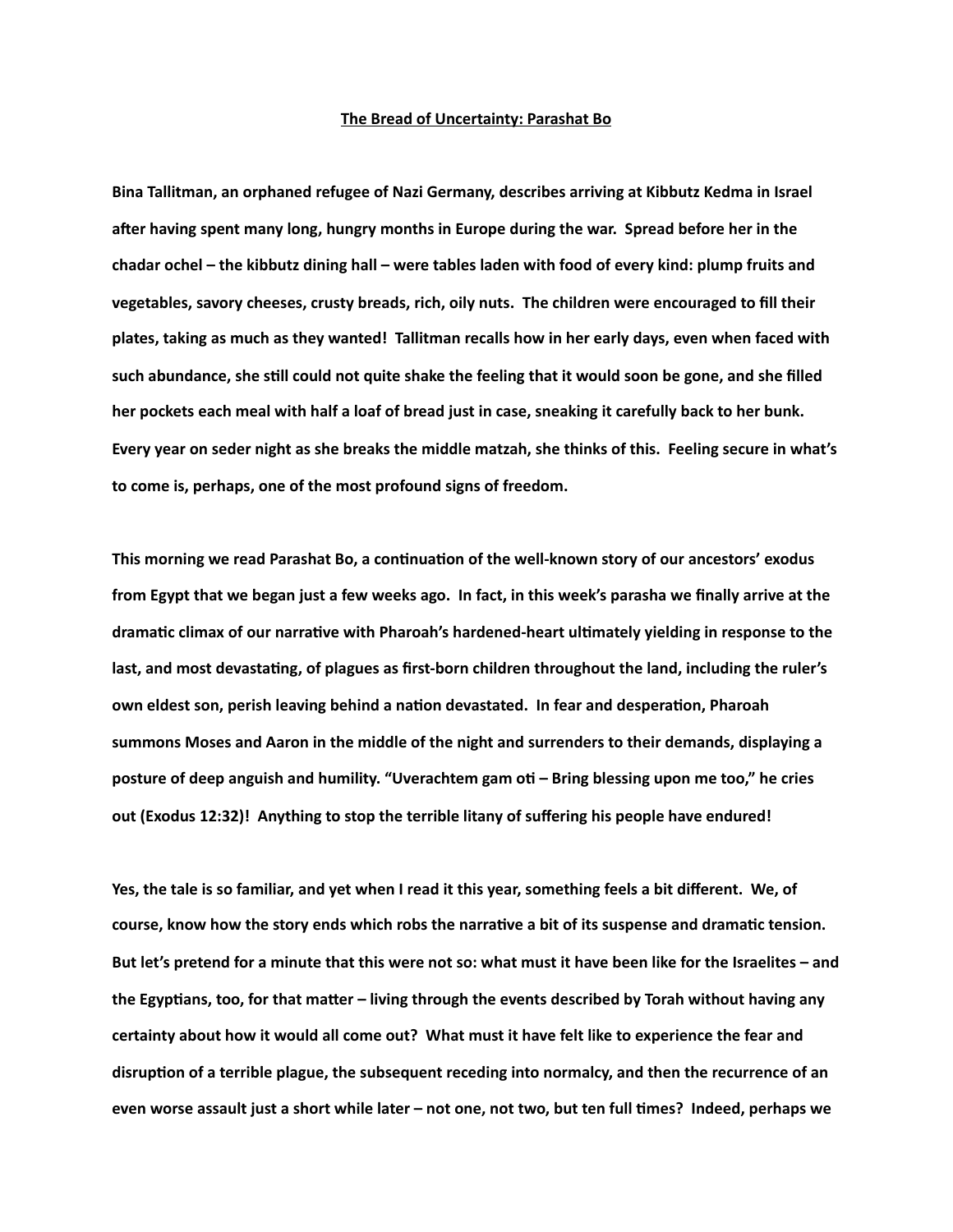**The Bread of Uncertainty: Parashat Bo**

Bina Tallitman, an orphaned refugee of Nazi Germany, describes arriving at Kibbutz Kedma in Israel after having spent many long, hungry months in Europe during the war. Spread before her in the chadar ochel – the kibbutz dining hall – were tables laden with food of every kind: plump fruits and vegetables, savory cheeses, crusty breads, rich, oily nuts. The children were encouraged to fill their plates, taking as much as they wanted! Tallitman recalls how in her early days, even when faced with such abundance, she still could not quite shake the feeling that it would soon be gone, and she filled her pockets each meal with half a loaf of bread just in case, sneaking it carefully back to her bunk. Every year on seder night as she breaks the middle matzah, she thinks of this. Feeling secure in what's to come is, perhaps, one of the most profound signs of freedom.

This morning we read Parashat Bo, a continuation of the well-known story of our ancestors' exodus from Egypt that we began just a few weeks ago. In fact, in this week's parasha we finally arrive at the dramatic climax of our narrative with Pharoah's hardened-heart ultimately yielding in response to the last, and most devastating, of plagues as first-born children throughout the land, including the ruler's own eldest son, perish leaving behind a nation devastated. In fear and desperation, Pharoah summons Moses and Aaron in the middle of the night and surrenders to their demands, displaying a posture of deep anguish and humility. "Uverachtem gam oti – Bring blessing upon me too," he cries out (Exodus 12:32)! Anything to stop the terrible litany of suffering his people have endured!

Yes, the tale is so familiar, and yet when I read it this year, something feels a bit different. We, of course, know how the story ends which robs the narrative a bit of its suspense and dramatic tension. But let's pretend for a minute that this were not so: what must it have been like for the Israelites – and the Egyptians, too, for that matter – living through the events described by Torah without having any certainty about how it would all come out? What must it have felt like to experience the fear and disruption of a terrible plague, the subsequent receding into normalcy, and then the recurrence of an even worse assault just a short while later – not one, not two, but ten full times? Indeed, perhaps we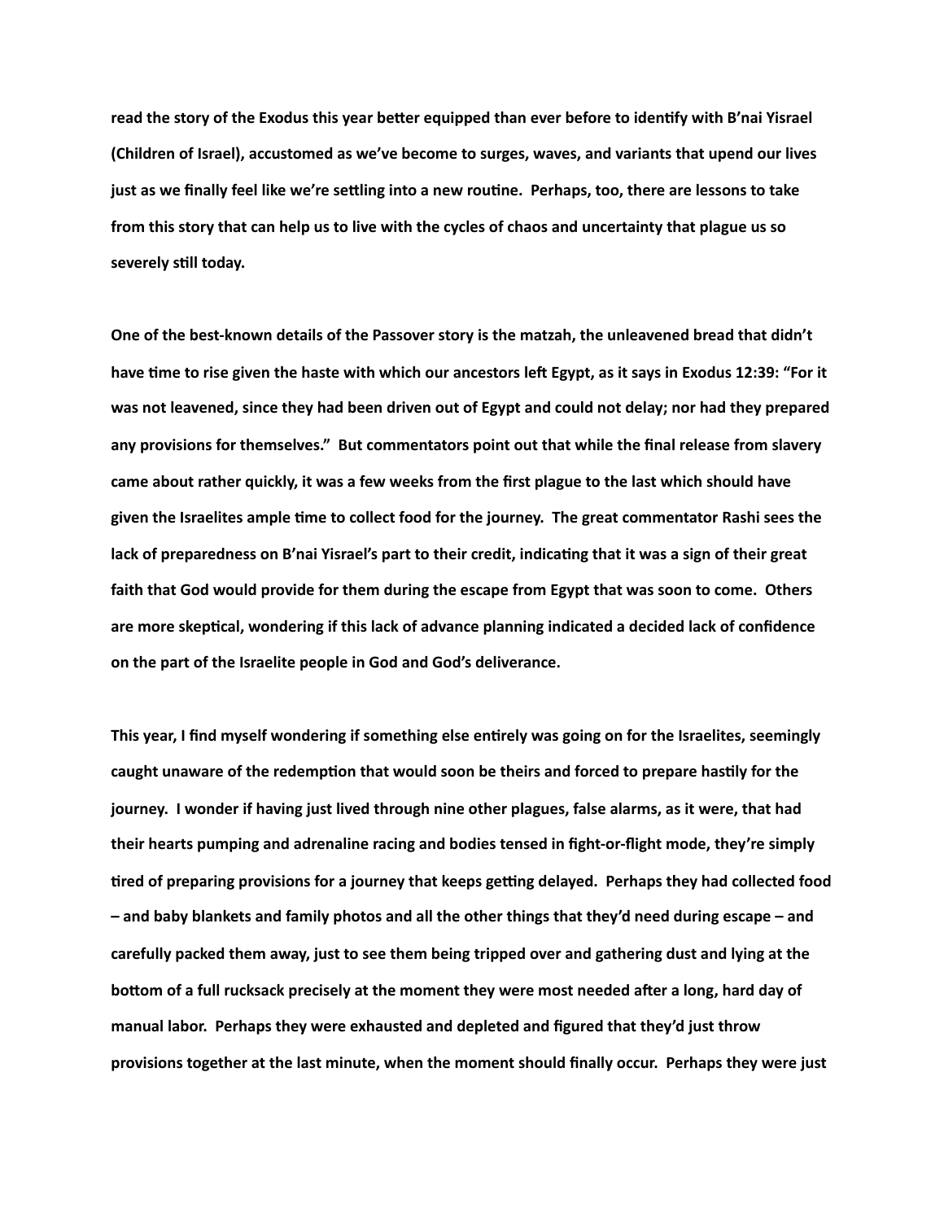**read the story of the Exodus this year better equipped than ever before to identify with B'nai Yisrael (Children of Israel), accustomed as we've become to surges, waves, and variants that upend our lives just as we finally feel like we're settling into a new routine. Perhaps, too, there are lessons to take from this story that can help us to live with the cycles of chaos and uncertainty that plague us so severely still today.**

**One of the best-known details of the Passover story is the matzah, the unleavened bread that didn't have time to rise given the haste with which our ancestors left Egypt, as it says in Exodus 12:39: "For it was not leavened, since they had been driven out of Egypt and could not delay; nor had they prepared any provisions for themselves." But commentators point out that while the final release from slavery came about rather quickly, it was a few weeks from the first plague to the last which should have given the Israelites ample time to collect food for the journey. The great commentator Rashi sees the lack of preparedness on B'nai Yisrael's part to their credit, indicating that it was a sign of their great faith that God would provide for them during the escape from Egypt that was soon to come. Others are more skeptical, wondering if this lack of advance planning indicated a decided lack of confidence on the part of the Israelite people in God and God's deliverance.**

**This year, I find myself wondering if something else entirely was going on for the Israelites, seemingly caught unaware of the redemption that would soon be theirs and forced to prepare hastily for the journey. I wonder if having just lived through nine other plagues, false alarms, as it were, that had their hearts pumping and adrenaline racing and bodies tensed in fight-or-flight mode, they're simply tired of preparing provisions for a journey that keeps getting delayed. Perhaps they had collected food – and baby blankets and family photos and all the other things that they'd need during escape – and carefully packed them away, just to see them being tripped over and gathering dust and lying at the bottom of a full rucksack precisely at the moment they were most needed after a long, hard day of manual labor. Perhaps they were exhausted and depleted and figured that they'd just throw provisions together at the last minute, when the moment should finally occur. Perhaps they were just**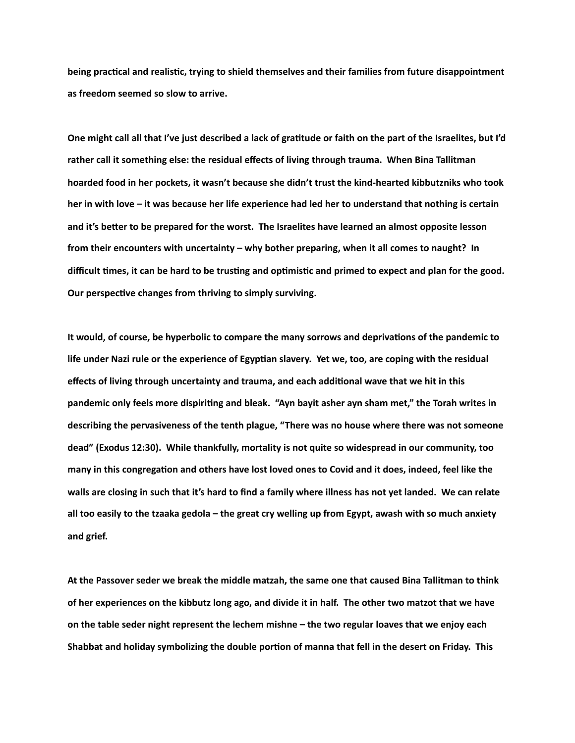being practical and realistic, trying to shield themselves and their families from future disappointment as freedom seemed so slow to arrive.

One might call all that I've just described a lack of gratitude or faith on the part of the Israelites, but I'd rather call it something else: the residual effects of living through trauma. When Bina Tallitman hoarded food in her pockets, it wasn't because she didn't trust the kind-hearted kibbutzniks who took her in with love – it was because her life experience had led her to understand that nothing is certain and it's better to be prepared for the worst. The Israelites have learned an almost opposite lesson from their encounters with uncertainty – why bother preparing, when it all comes to naught? In difficult times, it can be hard to be trusting and optimistic and primed to expect and plan for the good. Our perspective changes from thriving to simply surviving.

It would, of course, be hyperbolic to compare the many sorrows and deprivations of the pandemic to life under Nazi rule or the experience of Egyptian slavery. Yet we, too, are coping with the residual effects of living through uncertainty and trauma, and each additional wave that we hit in this pandemic only feels more dispiriting and bleak. "Ayn bayit asher ayn sham met," the Torah writes in describing the pervasiveness of the tenth plague, "There was no house where there was not someone dead" (Exodus 12:30). While thankfully, mortality is not quite so widespread in our community, too many in this congregation and others have lost loved ones to Covid and it does, indeed, feel like the walls are closing in such that it's hard to find a family where illness has not yet landed. We can relate all too easily to the tzaaka gedola – the great cry welling up from Egypt, awash with so much anxiety and grief.

At the Passover seder we break the middle matzah, the same one that caused Bina Tallitman to think of her experiences on the kibbutz long ago, and divide it in half. The other two matzot that we have on the table seder night represent the lechem mishne – the two regular loaves that we enjoy each Shabbat and holiday symbolizing the double portion of manna that fell in the desert on Friday. This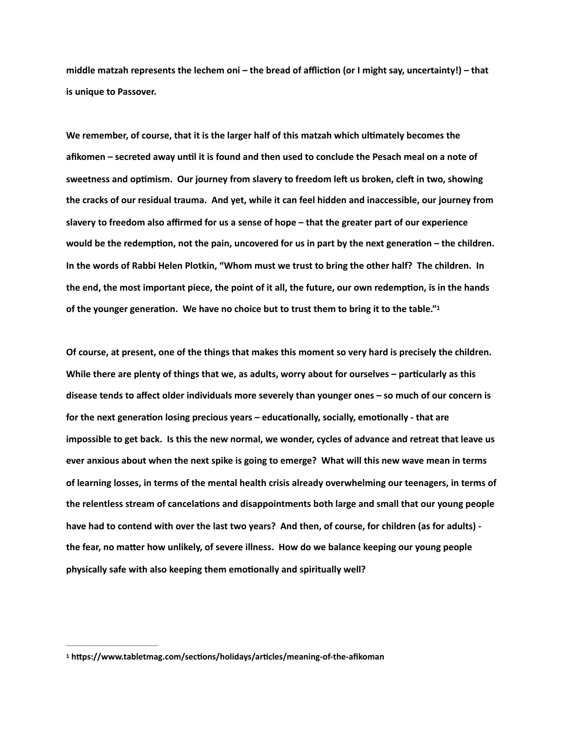**middle matzah represents the lechem oni – the bread of affliction (or I might say, uncertainty!) – that is unique to Passover.**

**We remember, of course, that it is the larger half of this matzah which ultimately becomes the afikomen – secreted away until it is found and then used to conclude the Pesach meal on a note of sweetness and optimism. Our journey from slavery to freedom left us broken, cleft in two, showing the cracks of our residual trauma. And yet, while it can feel hidden and inaccessible, our journey from slavery to freedom also affirmed for us a sense of hope – that the greater part of our experience would be the redemption, not the pain, uncovered for us in part by the next generation – the children. In the words of Rabbi Helen Plotkin, "Whom must we trust to bring the other half? The children. In the end, the most important piece, the point of it all, the future, our own redemption, is in the hands of the younger generation. We have no choice but to trust them to bring it to the table."[1]**

**Of course, at present, one of the things that makes this moment so very hard is precisely the children. While there are plenty of things that we, as adults, worry about for ourselves – particularly as this disease tends to affect older individuals more severely than younger ones – so much of our concern is for the next generation losing precious years – educationally, socially, emotionally - that are impossible to get back. Is this the new normal, we wonder, cycles of advance and retreat that leave us ever anxious about when the next spike is going to emerge? What will this new wave mean in terms of learning losses, in terms of the mental health crisis already overwhelming our teenagers, in terms of the relentless stream of cancelations and disappointments both large and small that our young people have had to contend with over the last two years? And then, of course, for children (as for adults) - the fear, no matter how unlikely, of severe illness. How do we balance keeping our young people physically safe with also keeping them emotionally and spiritually well?**

---

**[1] https://www.tabletmag.com/sections/holidays/articles/meaning-of-the-afikoman**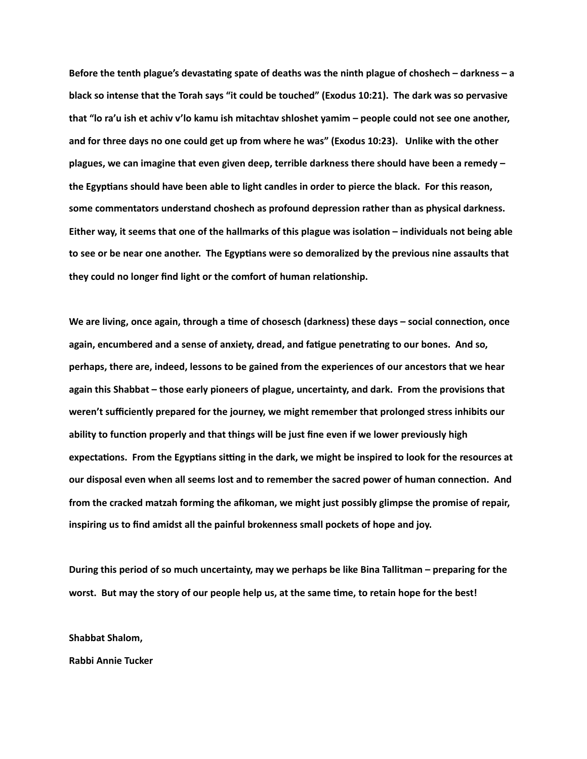**Before the tenth plague's devastating spate of deaths was the ninth plague of choshech – darkness – a black so intense that the Torah says "it could be touched" (Exodus 10:21). The dark was so pervasive that "lo ra'u ish et achiv v'lo kamu ish mitachtav shloshet yamim – people could not see one another, and for three days no one could get up from where he was" (Exodus 10:23). Unlike with the other plagues, we can imagine that even given deep, terrible darkness there should have been a remedy – the Egyptians should have been able to light candles in order to pierce the black. For this reason, some commentators understand choshech as profound depression rather than as physical darkness. Either way, it seems that one of the hallmarks of this plague was isolation – individuals not being able to see or be near one another. The Egyptians were so demoralized by the previous nine assaults that they could no longer find light or the comfort of human relationship.**

**We are living, once again, through a time of chosesch (darkness) these days – social connection, once again, encumbered and a sense of anxiety, dread, and fatigue penetrating to our bones. And so, perhaps, there are, indeed, lessons to be gained from the experiences of our ancestors that we hear again this Shabbat – those early pioneers of plague, uncertainty, and dark. From the provisions that weren't sufficiently prepared for the journey, we might remember that prolonged stress inhibits our ability to function properly and that things will be just fine even if we lower previously high expectations. From the Egyptians sitting in the dark, we might be inspired to look for the resources at our disposal even when all seems lost and to remember the sacred power of human connection. And from the cracked matzah forming the afikoman, we might just possibly glimpse the promise of repair, inspiring us to find amidst all the painful brokenness small pockets of hope and joy.**

**During this period of so much uncertainty, may we perhaps be like Bina Tallitman – preparing for the worst. But may the story of our people help us, at the same time, to retain hope for the best!**

**Shabbat Shalom,**

**Rabbi Annie Tucker**